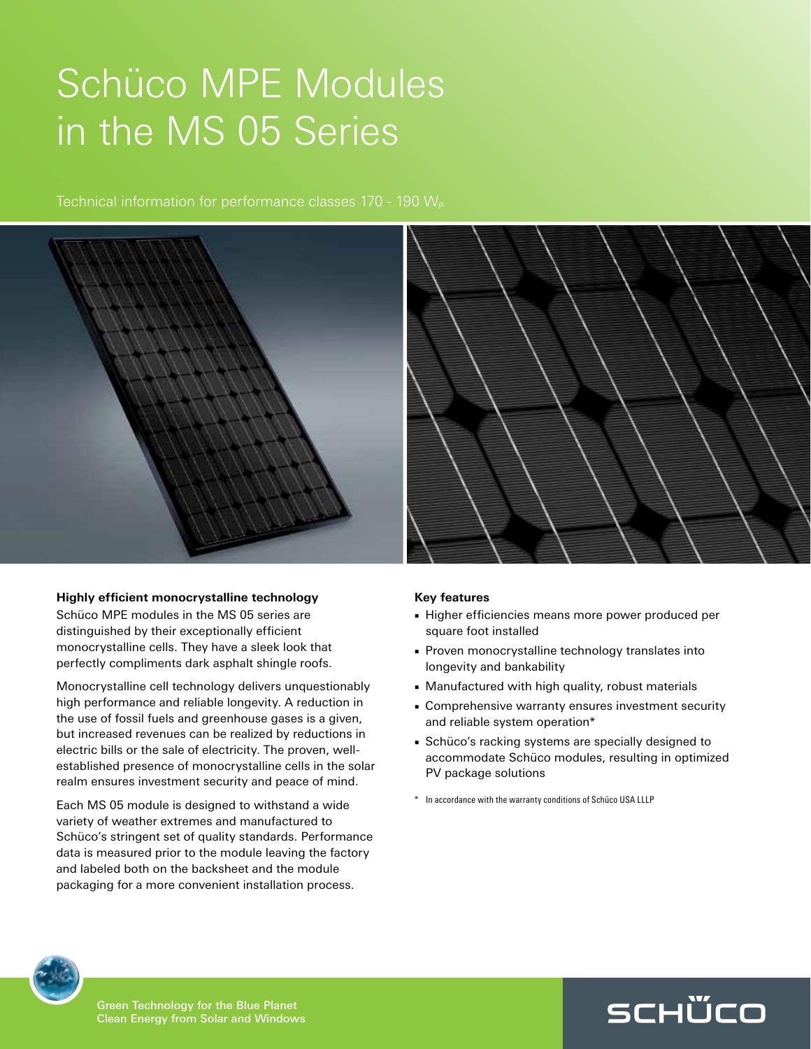# Schüco MPE Modules in the MS 05 Series

Technical information for performance classes 170 - 190 $W_P$

**Highly efficient monocrystalline technology**

Schüco MPE modules in the MS 05 series are distinguished by their exceptionally efficient monocrystalline cells. They have a sleek look that perfectly compliments dark asphalt shingle roofs.

Monocrystalline cell technology delivers unquestionably high performance and reliable longevity. A reduction in the use of fossil fuels and greenhouse gases is a given, but increased revenues can be realized by reductions in electric bills or the sale of electricity. The proven, well-established presence of monocrystalline cells in the solar realm ensures investment security and peace of mind.

Each MS 05 module is designed to withstand a wide variety of weather extremes and manufactured to Schüco's stringent set of quality standards. Performance data is measured prior to the module leaving the factory and labeled both on the backsheet and the module packaging for a more convenient installation process.

**Key features**

- Higher efficiencies means more power produced per square foot installed
- Proven monocrystalline technology translates into longevity and bankability
- Manufactured with high quality, robust materials
- Comprehensive warranty ensures investment security and reliable system operation*
- Schüco's racking systems are specially designed to accommodate Schüco modules, resulting in optimized PV package solutions

\* In accordance with the warranty conditions of Schüco USA LLLP

Green Technology for the Blue Planet
Clean Energy from Solar and Windows

SCHÜCO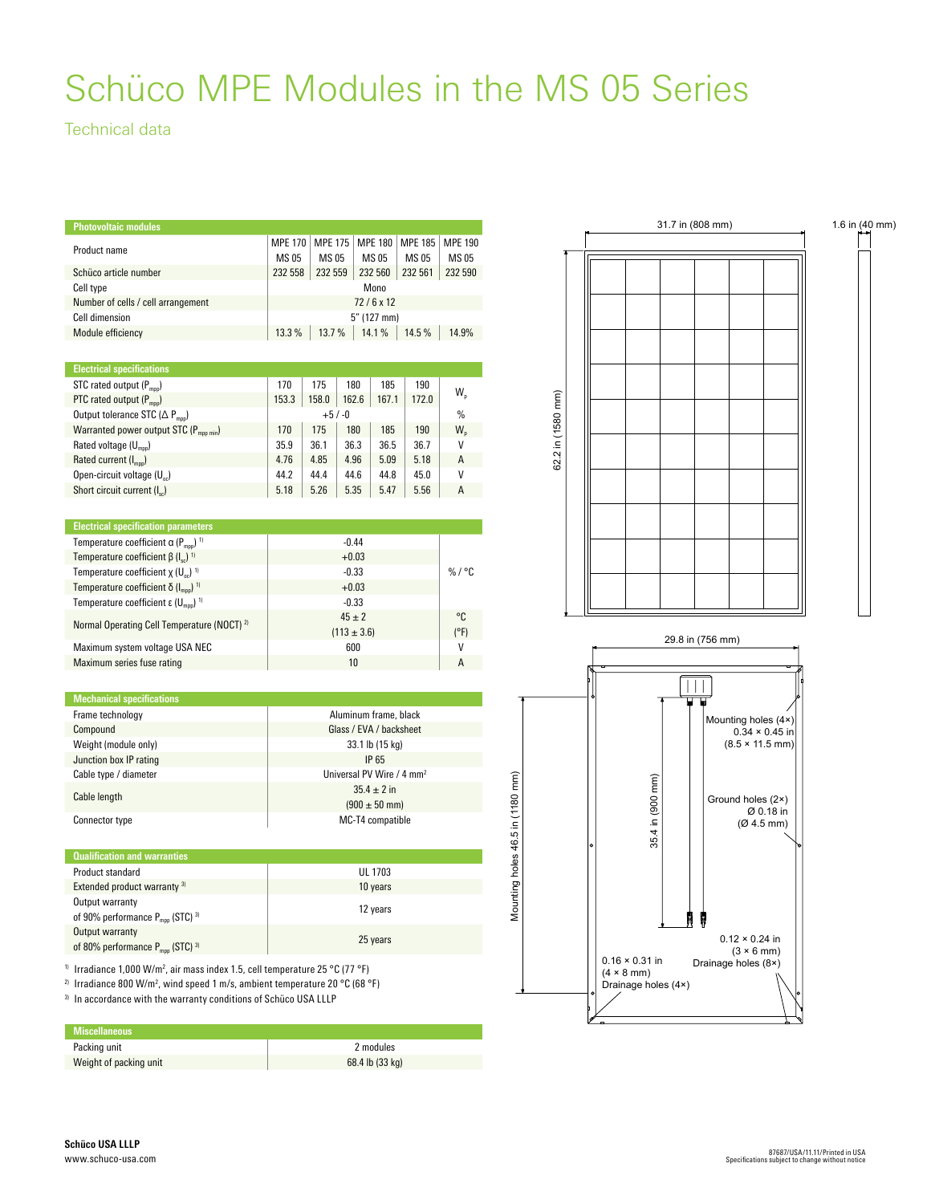# Schüco MPE Modules in the MS 05 Series

Technical data

| Photovoltaic modules | | | | | |
|---|---|---|---|---|---|
| Product name | MPE 170 MS 05 | MPE 175 MS 05 | MPE 180 MS 05 | MPE 185 MS 05 | MPE 190 MS 05 |
| Schüco article number | 232 558 | 232 559 | 232 560 | 232 561 | 232 590 |
| Cell type | Mono | | | | |
| Number of cells / cell arrangement | 72 / 6 x 12 | | | | |
| Cell dimension | 5" (127 mm) | | | | |
| Module efficiency | 13.3 % | 13.7 % | 14.1 % | 14.5 % | 14.9% |

| Electrical specifications | | | | | | |
|---|---|---|---|---|---|---|
| STC rated output ($P_{mpp}$) | 170 | 175 | 180 | 185 | 190 | $W_p$ |
| PTC rated output ($P_{mpp}$) | 153.3 | 158.0 | 162.6 | 167.1 | 172.0 | $W_p$ |
| Output tolerance STC ($\Delta$ $P_{mpp}$) | +5 / -0 | | | | | % |
| Warranted power output STC ($P_{mpp\ min}$) | 170 | 175 | 180 | 185 | 190 | $W_p$ |
| Rated voltage ($U_{mpp}$) | 35.9 | 36.1 | 36.3 | 36.5 | 36.7 | V |
| Rated current ($I_{mpp}$) | 4.76 | 4.85 | 4.96 | 5.09 | 5.18 | A |
| Open-circuit voltage ($U_{oc}$) | 44.2 | 44.4 | 44.6 | 44.8 | 45.0 | V |
| Short circuit current ($I_{sc}$) | 5.18 | 5.26 | 5.35 | 5.47 | 5.56 | A |

| Electrical specification parameters | | |
|---|---|---|
| Temperature coefficient α ($P_{mpp}$) [1] | -0.44 | % / °C |
| Temperature coefficient β ($I_{sc}$) [1] | +0.03 | % / °C |
| Temperature coefficient χ ($U_{oc}$) [1] | -0.33 | % / °C |
| Temperature coefficient δ ($I_{mpp}$) [1] | +0.03 | % / °C |
| Temperature coefficient ε ($U_{mpp}$) [1] | -0.33 | % / °C |
| Normal Operating Cell Temperature (NOCT) [2] | 45 ± 2 (113 ± 3.6) | °C (°F) |
| Maximum system voltage USA NEC | 600 | V |
| Maximum series fuse rating | 10 | A |

| Mechanical specifications | |
|---|---|
| Frame technology | Aluminum frame, black |
| Compound | Glass / EVA / backsheet |
| Weight (module only) | 33.1 lb (15 kg) |
| Junction box IP rating | IP 65 |
| Cable type / diameter | Universal PV Wire / 4 mm² |
| Cable length | 35.4 ± 2 in (900 ± 50 mm) |
| Connector type | MC-T4 compatible |

| Qualification and warranties | |
|---|---|
| Product standard | UL 1703 |
| Extended product warranty [3] | 10 years |
| Output warranty of 90% performance $P_{mpp}$ (STC) [3] | 12 years |
| Output warranty of 80% performance $P_{mpp}$ (STC) [3] | 25 years |

[1] Irradiance 1,000 W/m², air mass index 1.5, cell temperature 25 °C (77 °F)

[2] Irradiance 800 W/m², wind speed 1 m/s, ambient temperature 20 °C (68 °F)

[3] In accordance with the warranty conditions of Schüco USA LLLP

| Miscellaneous | |
|---|---|
| Packing unit | 2 modules |
| Weight of packing unit | 68.4 lb (33 kg) |

31.7 in (808 mm)
1.6 in (40 mm)
62.2 in (1580 mm)
29.8 in (756 mm)
Mounting holes (4×) 0.34 × 0.45 in (8.5 × 11.5 mm)
Ground holes (2×) Ø 0.18 in (Ø 4.5 mm)
35.4 in (900 mm)
Mounting holes 46.5 in (1180 mm)
0.12 × 0.24 in (3 × 6 mm) Drainage holes (8×)
0.16 × 0.31 in (4 × 8 mm) Drainage holes (4×)

**Schüco USA LLLP**
www.schuco-usa.com

87687/USA/11.11/Printed in USA
Specifications subject to change without notice